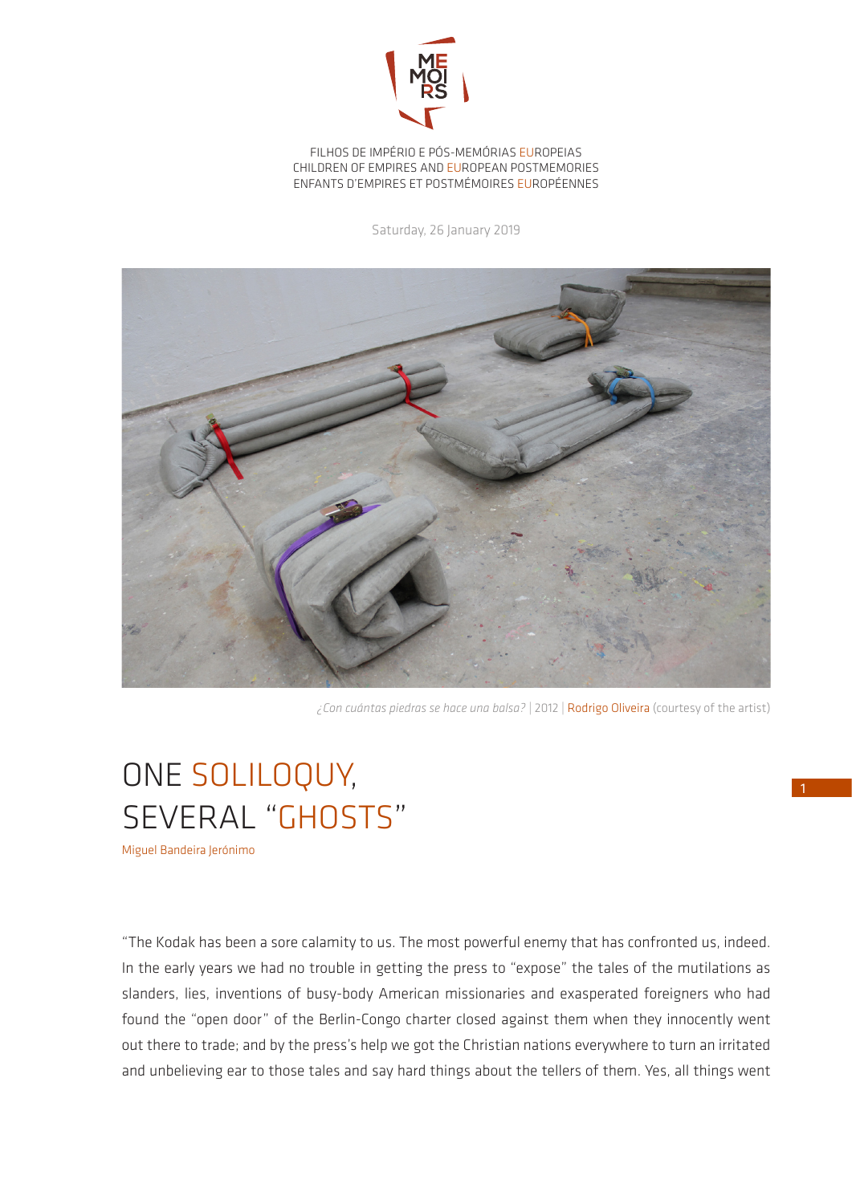FILHOS DE IMPÉRIO E PÓS-MEMÓRIAS EUROPEIAS
CHILDREN OF EMPIRES AND EUROPEAN POSTMEMORIES
ENFANTS D'EMPIRES ET POSTMÉMOIRES EUROPÉENNES

Saturday, 26 January 2019

*¿Con cuántas piedras se hace una balsa?* | 2012 | Rodrigo Oliveira (courtesy of the artist)

# ONE SOLILOQUY, SEVERAL "GHOSTS"

Miguel Bandeira Jerónimo

"The Kodak has been a sore calamity to us. The most powerful enemy that has confronted us, indeed. In the early years we had no trouble in getting the press to "expose" the tales of the mutilations as slanders, lies, inventions of busy-body American missionaries and exasperated foreigners who had found the "open door" of the Berlin-Congo charter closed against them when they innocently went out there to trade; and by the press's help we got the Christian nations everywhere to turn an irritated and unbelieving ear to those tales and say hard things about the tellers of them. Yes, all things went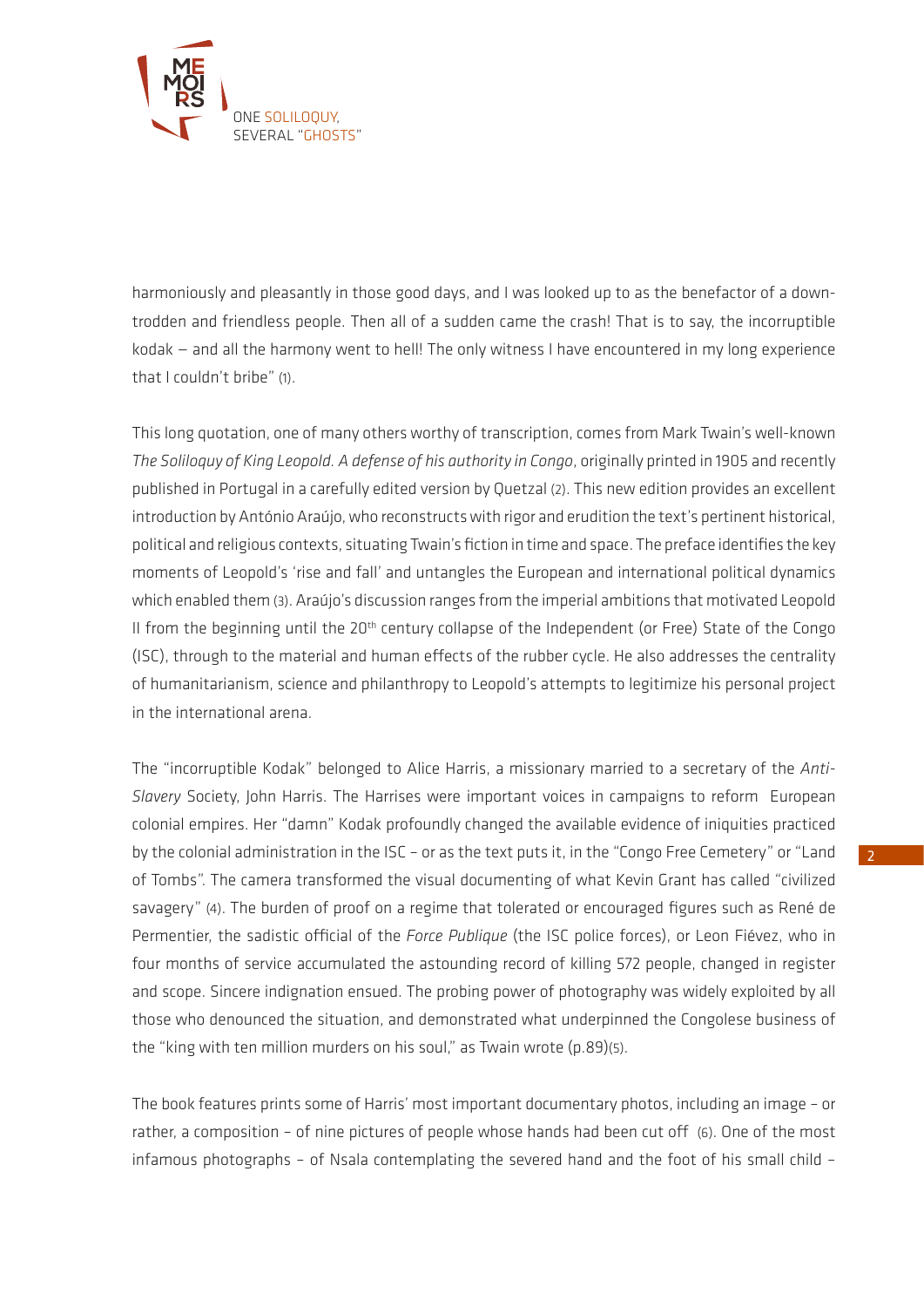harmoniously and pleasantly in those good days, and I was looked up to as the benefactor of a downtrodden and friendless people. Then all of a sudden came the crash! That is to say, the incorruptible kodak — and all the harmony went to hell! The only witness I have encountered in my long experience that I couldn't bribe" (1).

This long quotation, one of many others worthy of transcription, comes from Mark Twain's well-known *The Soliloquy of King Leopold. A defense of his authority in Congo*, originally printed in 1905 and recently published in Portugal in a carefully edited version by Quetzal (2). This new edition provides an excellent introduction by António Araújo, who reconstructs with rigor and erudition the text's pertinent historical, political and religious contexts, situating Twain's fiction in time and space. The preface identifies the key moments of Leopold's 'rise and fall' and untangles the European and international political dynamics which enabled them (3). Araújo's discussion ranges from the imperial ambitions that motivated Leopold II from the beginning until the 20th century collapse of the Independent (or Free) State of the Congo (ISC), through to the material and human effects of the rubber cycle. He also addresses the centrality of humanitarianism, science and philanthropy to Leopold's attempts to legitimize his personal project in the international arena.

The "incorruptible Kodak" belonged to Alice Harris, a missionary married to a secretary of the *Anti-Slavery* Society, John Harris. The Harrises were important voices in campaigns to reform European colonial empires. Her "damn" Kodak profoundly changed the available evidence of iniquities practiced by the colonial administration in the ISC – or as the text puts it, in the "Congo Free Cemetery" or "Land of Tombs". The camera transformed the visual documenting of what Kevin Grant has called "civilized savagery" (4). The burden of proof on a regime that tolerated or encouraged figures such as René de Permentier, the sadistic official of the *Force Publique* (the ISC police forces), or Leon Fiévez, who in four months of service accumulated the astounding record of killing 572 people, changed in register and scope. Sincere indignation ensued. The probing power of photography was widely exploited by all those who denounced the situation, and demonstrated what underpinned the Congolese business of the "king with ten million murders on his soul," as Twain wrote (p.89)(5).

The book features prints some of Harris' most important documentary photos, including an image – or rather, a composition – of nine pictures of people whose hands had been cut off (6). One of the most infamous photographs – of Nsala contemplating the severed hand and the foot of his small child –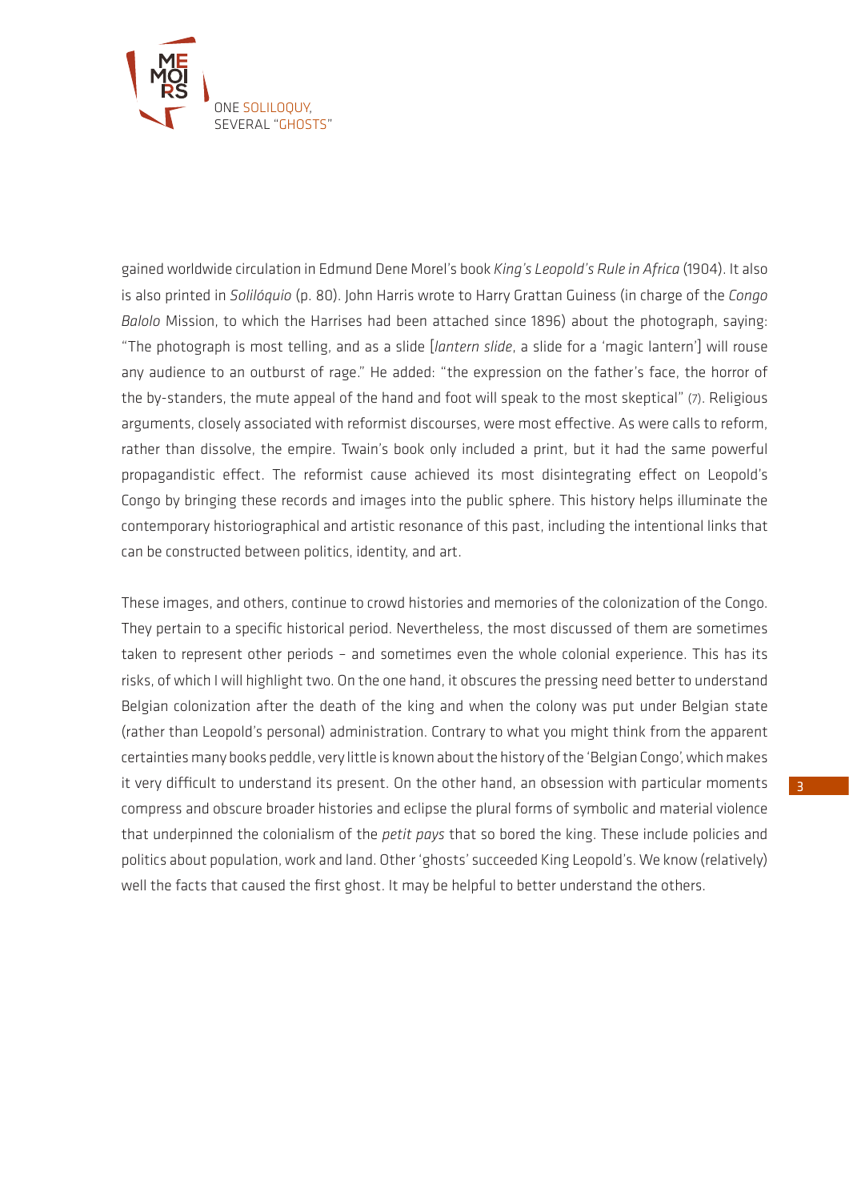gained worldwide circulation in Edmund Dene Morel's book *King's Leopold's Rule in Africa* (1904). It also is also printed in *Solilóquio* (p. 80). John Harris wrote to Harry Grattan Guiness (in charge of the *Congo Balolo* Mission, to which the Harrises had been attached since 1896) about the photograph, saying: "The photograph is most telling, and as a slide [*lantern slide*, a slide for a 'magic lantern'] will rouse any audience to an outburst of rage." He added: "the expression on the father's face, the horror of the by-standers, the mute appeal of the hand and foot will speak to the most skeptical" (7). Religious arguments, closely associated with reformist discourses, were most effective. As were calls to reform, rather than dissolve, the empire. Twain's book only included a print, but it had the same powerful propagandistic effect. The reformist cause achieved its most disintegrating effect on Leopold's Congo by bringing these records and images into the public sphere. This history helps illuminate the contemporary historiographical and artistic resonance of this past, including the intentional links that can be constructed between politics, identity, and art.

These images, and others, continue to crowd histories and memories of the colonization of the Congo. They pertain to a specific historical period. Nevertheless, the most discussed of them are sometimes taken to represent other periods – and sometimes even the whole colonial experience. This has its risks, of which I will highlight two. On the one hand, it obscures the pressing need better to understand Belgian colonization after the death of the king and when the colony was put under Belgian state (rather than Leopold's personal) administration. Contrary to what you might think from the apparent certainties many books peddle, very little is known about the history of the 'Belgian Congo', which makes it very difficult to understand its present. On the other hand, an obsession with particular moments compress and obscure broader histories and eclipse the plural forms of symbolic and material violence that underpinned the colonialism of the *petit pays* that so bored the king. These include policies and politics about population, work and land. Other 'ghosts' succeeded King Leopold's. We know (relatively) well the facts that caused the first ghost. It may be helpful to better understand the others.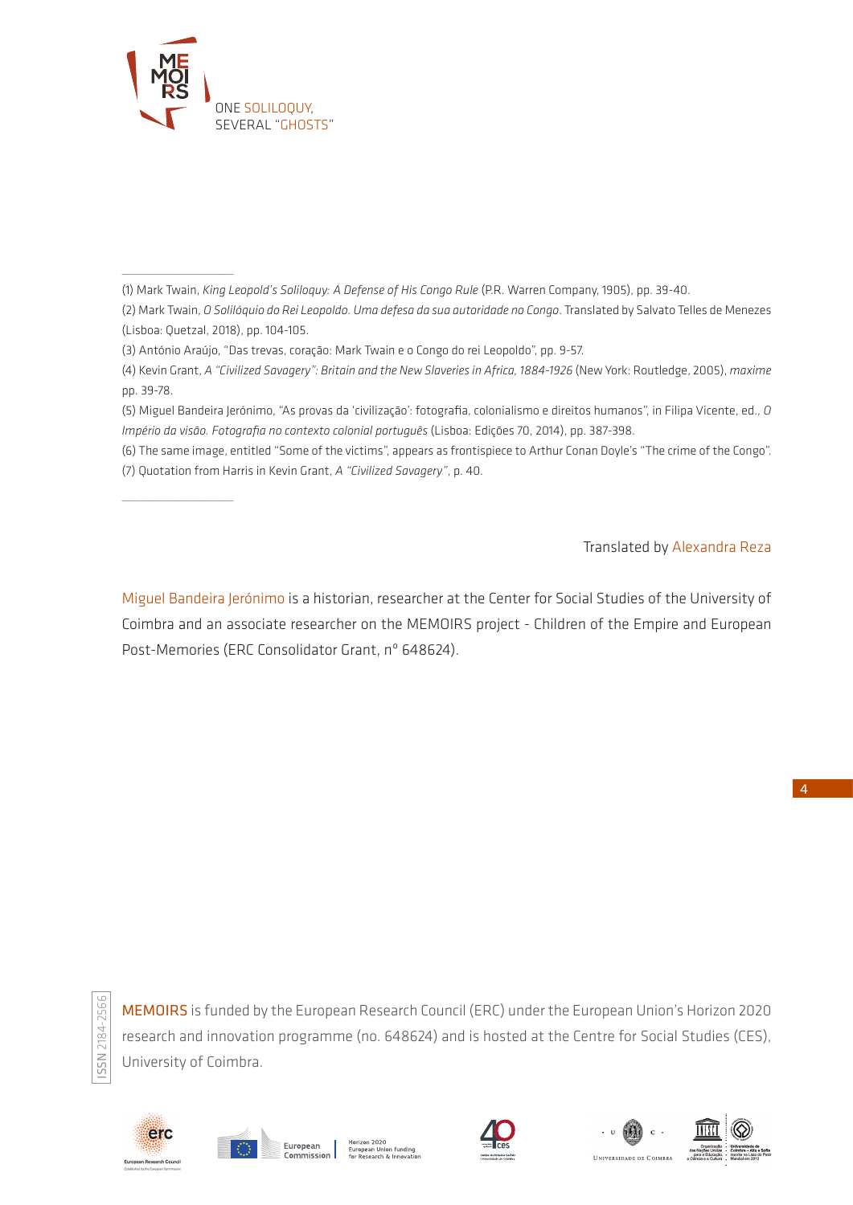(1) Mark Twain, *King Leopold's Soliloquy: A Defense of His Congo Rule* (P.R. Warren Company, 1905), pp. 39-40.

(2) Mark Twain, *O Solilóquio do Rei Leopoldo. Uma defesa da sua autoridade no Congo*. Translated by Salvato Telles de Menezes (Lisboa: Quetzal, 2018), pp. 104-105.

(3) António Araújo, "Das trevas, coração: Mark Twain e o Congo do rei Leopoldo", pp. 9-57.

(4) Kevin Grant, *A "Civilized Savagery": Britain and the New Slaveries in Africa, 1884-1926* (New York: Routledge, 2005), *maxime* pp. 39-78.

(5) Miguel Bandeira Jerónimo, "As provas da 'civilização': fotografia, colonialismo e direitos humanos", in Filipa Vicente, ed., *O Império da visão. Fotografia no contexto colonial português* (Lisboa: Edições 70, 2014), pp. 387-398.

(6) The same image, entitled "Some of the victims", appears as frontispiece to Arthur Conan Doyle's "The crime of the Congo".

(7) Quotation from Harris in Kevin Grant, *A "Civilized Savagery"*, p. 40.

Translated by Alexandra Reza

Miguel Bandeira Jerónimo is a historian, researcher at the Center for Social Studies of the University of Coimbra and an associate researcher on the MEMOIRS project - Children of the Empire and European Post-Memories (ERC Consolidator Grant, nº 648624).

MEMOIRS is funded by the European Research Council (ERC) under the European Union's Horizon 2020 research and innovation programme (no. 648624) and is hosted at the Centre for Social Studies (CES), University of Coimbra.